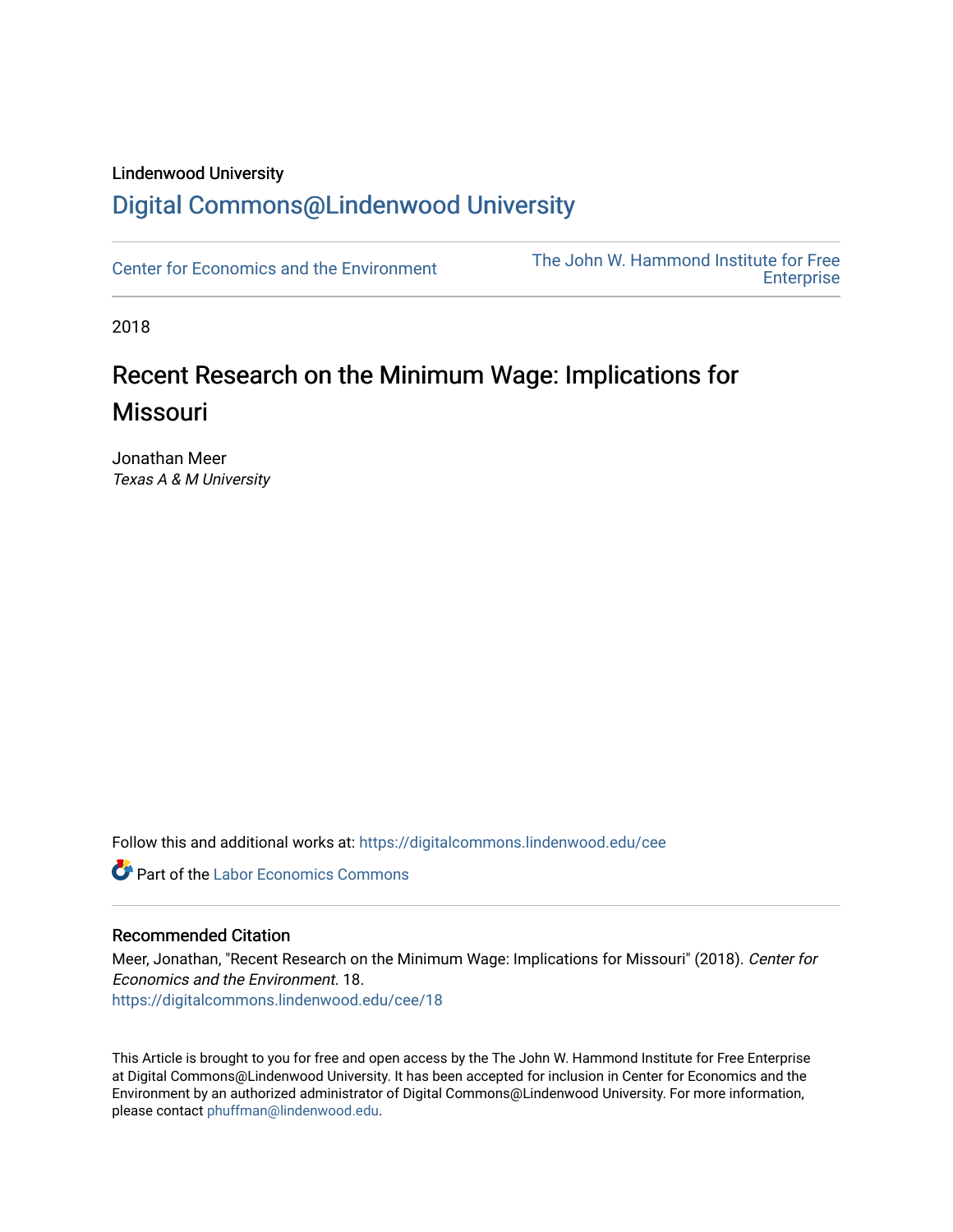Lindenwood University

# Digital Commons@Lindenwood University

Center for Economics and the Environment

The John W. Hammond Institute for Free Enterprise

2018

# Recent Research on the Minimum Wage: Implications for Missouri

Jonathan Meer
*Texas A & M University*

Follow this and additional works at: https://digitalcommons.lindenwood.edu/cee

Part of the Labor Economics Commons

## Recommended Citation

Meer, Jonathan, "Recent Research on the Minimum Wage: Implications for Missouri" (2018). *Center for Economics and the Environment*. 18.
https://digitalcommons.lindenwood.edu/cee/18

This Article is brought to you for free and open access by the The John W. Hammond Institute for Free Enterprise at Digital Commons@Lindenwood University. It has been accepted for inclusion in Center for Economics and the Environment by an authorized administrator of Digital Commons@Lindenwood University. For more information, please contact phuffman@lindenwood.edu.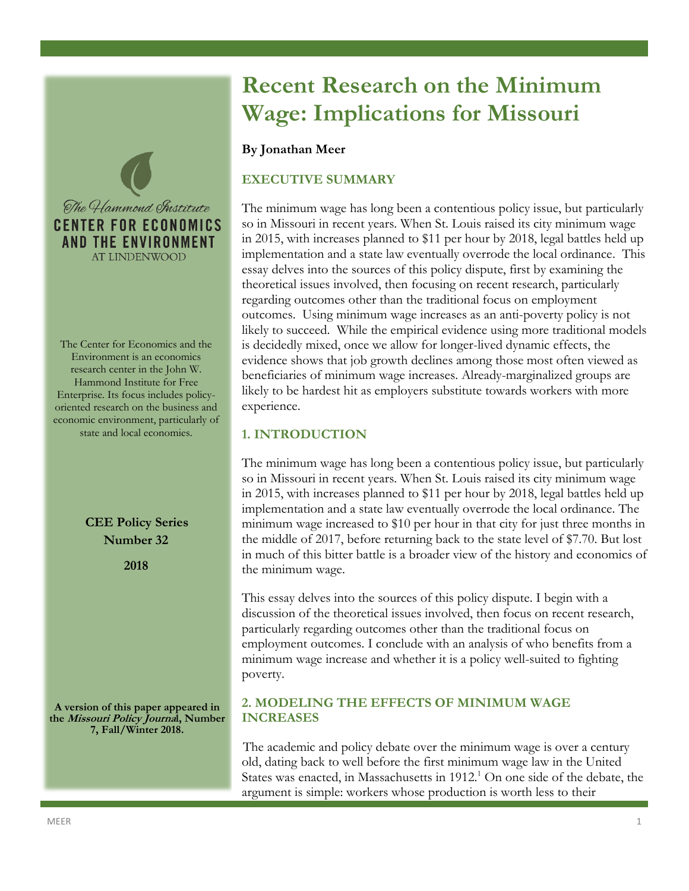# Recent Research on the Minimum Wage: Implications for Missouri

**By Jonathan Meer**

The Hammond Institute
**CENTER FOR ECONOMICS AND THE ENVIRONMENT**
AT LINDENWOOD

The Center for Economics and the Environment is an economics research center in the John W. Hammond Institute for Free Enterprise. Its focus includes policy-oriented research on the business and economic environment, particularly of state and local economies.

**CEE Policy Series**
**Number 32**

**2018**

**A version of this paper appeared in the *Missouri Policy Journal*, Number 7, Fall/Winter 2018.**

## EXECUTIVE SUMMARY

The minimum wage has long been a contentious policy issue, but particularly so in Missouri in recent years. When St. Louis raised its city minimum wage in 2015, with increases planned to $11 per hour by 2018, legal battles held up implementation and a state law eventually overrode the local ordinance. This essay delves into the sources of this policy dispute, first by examining the theoretical issues involved, then focusing on recent research, particularly regarding outcomes other than the traditional focus on employment outcomes. Using minimum wage increases as an anti-poverty policy is not likely to succeed. While the empirical evidence using more traditional models is decidedly mixed, once we allow for longer-lived dynamic effects, the evidence shows that job growth declines among those most often viewed as beneficiaries of minimum wage increases. Already-marginalized groups are likely to be hardest hit as employers substitute towards workers with more experience.

## 1. INTRODUCTION

The minimum wage has long been a contentious policy issue, but particularly so in Missouri in recent years. When St. Louis raised its city minimum wage in 2015, with increases planned to $11 per hour by 2018, legal battles held up implementation and a state law eventually overrode the local ordinance. The minimum wage increased to $10 per hour in that city for just three months in the middle of 2017, before returning back to the state level of $7.70. But lost in much of this bitter battle is a broader view of the history and economics of the minimum wage.

This essay delves into the sources of this policy dispute. I begin with a discussion of the theoretical issues involved, then focus on recent research, particularly regarding outcomes other than the traditional focus on employment outcomes. I conclude with an analysis of who benefits from a minimum wage increase and whether it is a policy well-suited to fighting poverty.

## 2. MODELING THE EFFECTS OF MINIMUM WAGE INCREASES

The academic and policy debate over the minimum wage is over a century old, dating back to well before the first minimum wage law in the United States was enacted, in Massachusetts in 1912.[1] On one side of the debate, the argument is simple: workers whose production is worth less to their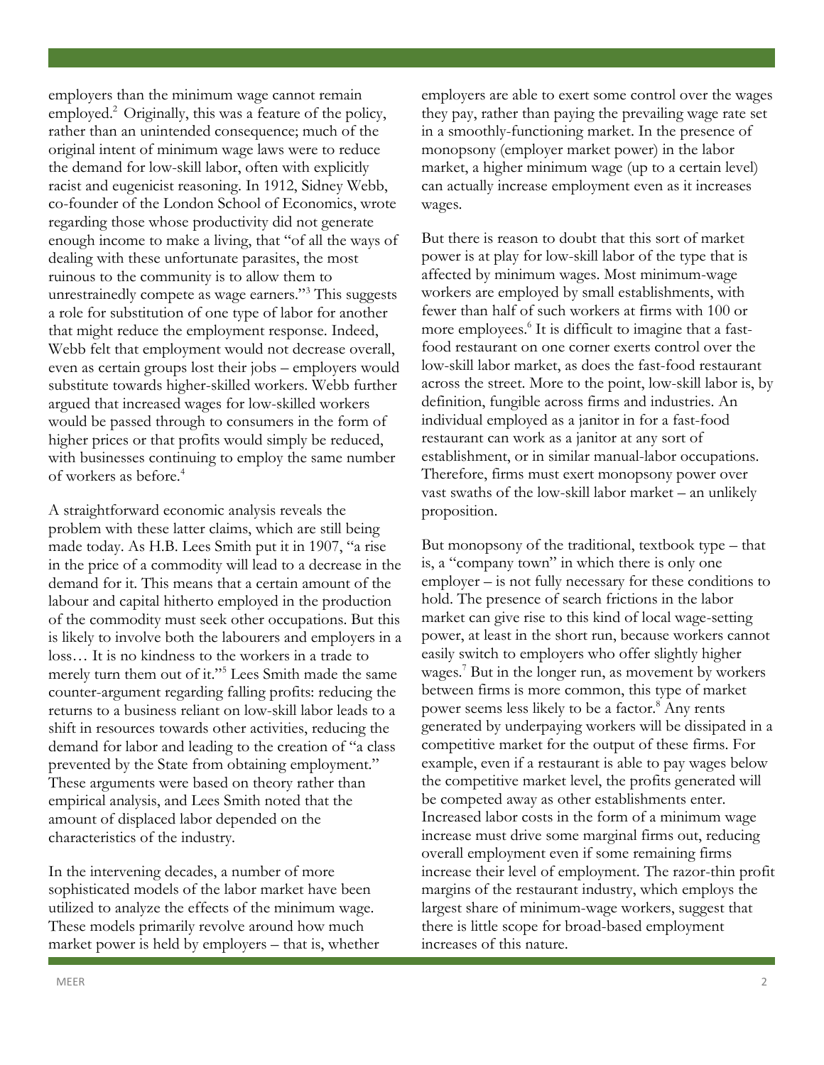employers than the minimum wage cannot remain employed.[2] Originally, this was a feature of the policy, rather than an unintended consequence; much of the original intent of minimum wage laws were to reduce the demand for low-skill labor, often with explicitly racist and eugenicist reasoning. In 1912, Sidney Webb, co-founder of the London School of Economics, wrote regarding those whose productivity did not generate enough income to make a living, that "of all the ways of dealing with these unfortunate parasites, the most ruinous to the community is to allow them to unrestrainedly compete as wage earners."[3] This suggests a role for substitution of one type of labor for another that might reduce the employment response. Indeed, Webb felt that employment would not decrease overall, even as certain groups lost their jobs – employers would substitute towards higher-skilled workers. Webb further argued that increased wages for low-skilled workers would be passed through to consumers in the form of higher prices or that profits would simply be reduced, with businesses continuing to employ the same number of workers as before.[4]

A straightforward economic analysis reveals the problem with these latter claims, which are still being made today. As H.B. Lees Smith put it in 1907, "a rise in the price of a commodity will lead to a decrease in the demand for it. This means that a certain amount of the labour and capital hitherto employed in the production of the commodity must seek other occupations. But this is likely to involve both the labourers and employers in a loss… It is no kindness to the workers in a trade to merely turn them out of it."[5] Lees Smith made the same counter-argument regarding falling profits: reducing the returns to a business reliant on low-skill labor leads to a shift in resources towards other activities, reducing the demand for labor and leading to the creation of "a class prevented by the State from obtaining employment." These arguments were based on theory rather than empirical analysis, and Lees Smith noted that the amount of displaced labor depended on the characteristics of the industry.

In the intervening decades, a number of more sophisticated models of the labor market have been utilized to analyze the effects of the minimum wage. These models primarily revolve around how much market power is held by employers – that is, whether employers are able to exert some control over the wages they pay, rather than paying the prevailing wage rate set in a smoothly-functioning market. In the presence of monopsony (employer market power) in the labor market, a higher minimum wage (up to a certain level) can actually increase employment even as it increases wages.

But there is reason to doubt that this sort of market power is at play for low-skill labor of the type that is affected by minimum wages. Most minimum-wage workers are employed by small establishments, with fewer than half of such workers at firms with 100 or more employees.[6] It is difficult to imagine that a fast-food restaurant on one corner exerts control over the low-skill labor market, as does the fast-food restaurant across the street. More to the point, low-skill labor is, by definition, fungible across firms and industries. An individual employed as a janitor in for a fast-food restaurant can work as a janitor at any sort of establishment, or in similar manual-labor occupations. Therefore, firms must exert monopsony power over vast swaths of the low-skill labor market – an unlikely proposition.

But monopsony of the traditional, textbook type – that is, a "company town" in which there is only one employer – is not fully necessary for these conditions to hold. The presence of search frictions in the labor market can give rise to this kind of local wage-setting power, at least in the short run, because workers cannot easily switch to employers who offer slightly higher wages.[7] But in the longer run, as movement by workers between firms is more common, this type of market power seems less likely to be a factor.[8] Any rents generated by underpaying workers will be dissipated in a competitive market for the output of these firms. For example, even if a restaurant is able to pay wages below the competitive market level, the profits generated will be competed away as other establishments enter. Increased labor costs in the form of a minimum wage increase must drive some marginal firms out, reducing overall employment even if some remaining firms increase their level of employment. The razor-thin profit margins of the restaurant industry, which employs the largest share of minimum-wage workers, suggest that there is little scope for broad-based employment increases of this nature.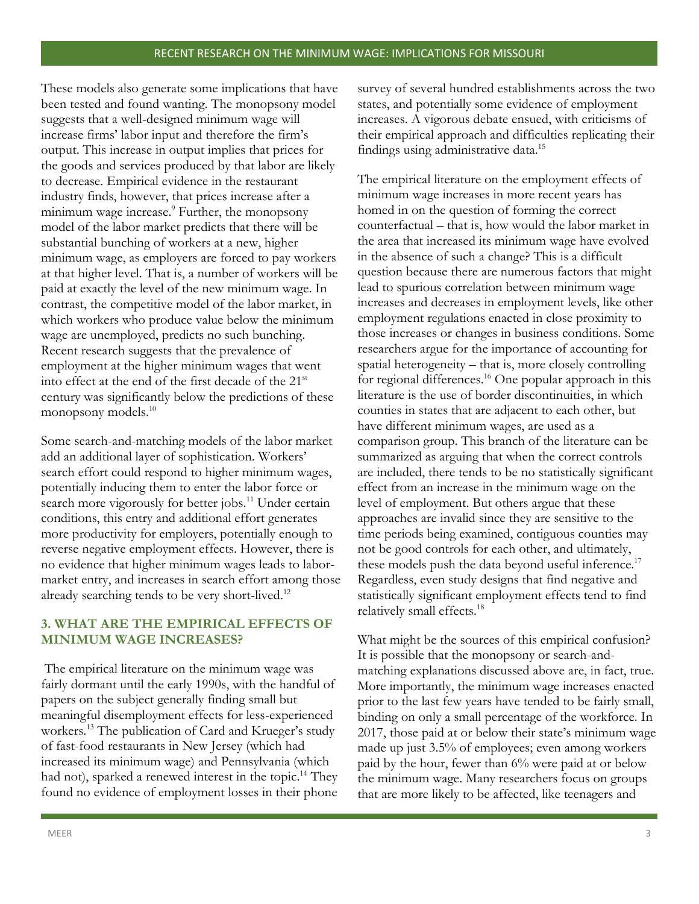These models also generate some implications that have been tested and found wanting. The monopsony model suggests that a well-designed minimum wage will increase firms' labor input and therefore the firm's output. This increase in output implies that prices for the goods and services produced by that labor are likely to decrease. Empirical evidence in the restaurant industry finds, however, that prices increase after a minimum wage increase.[9] Further, the monopsony model of the labor market predicts that there will be substantial bunching of workers at a new, higher minimum wage, as employers are forced to pay workers at that higher level. That is, a number of workers will be paid at exactly the level of the new minimum wage. In contrast, the competitive model of the labor market, in which workers who produce value below the minimum wage are unemployed, predicts no such bunching. Recent research suggests that the prevalence of employment at the higher minimum wages that went into effect at the end of the first decade of the 21st century was significantly below the predictions of these monopsony models.[10]

Some search-and-matching models of the labor market add an additional layer of sophistication. Workers' search effort could respond to higher minimum wages, potentially inducing them to enter the labor force or search more vigorously for better jobs.[11] Under certain conditions, this entry and additional effort generates more productivity for employers, potentially enough to reverse negative employment effects. However, there is no evidence that higher minimum wages leads to labor-market entry, and increases in search effort among those already searching tends to be very short-lived.[12]

## 3. WHAT ARE THE EMPIRICAL EFFECTS OF MINIMUM WAGE INCREASES?

The empirical literature on the minimum wage was fairly dormant until the early 1990s, with the handful of papers on the subject generally finding small but meaningful disemployment effects for less-experienced workers.[13] The publication of Card and Krueger's study of fast-food restaurants in New Jersey (which had increased its minimum wage) and Pennsylvania (which had not), sparked a renewed interest in the topic.[14] They found no evidence of employment losses in their phone survey of several hundred establishments across the two states, and potentially some evidence of employment increases. A vigorous debate ensued, with criticisms of their empirical approach and difficulties replicating their findings using administrative data.[15]

The empirical literature on the employment effects of minimum wage increases in more recent years has homed in on the question of forming the correct counterfactual – that is, how would the labor market in the area that increased its minimum wage have evolved in the absence of such a change? This is a difficult question because there are numerous factors that might lead to spurious correlation between minimum wage increases and decreases in employment levels, like other employment regulations enacted in close proximity to those increases or changes in business conditions. Some researchers argue for the importance of accounting for spatial heterogeneity – that is, more closely controlling for regional differences.[16] One popular approach in this literature is the use of border discontinuities, in which counties in states that are adjacent to each other, but have different minimum wages, are used as a comparison group. This branch of the literature can be summarized as arguing that when the correct controls are included, there tends to be no statistically significant effect from an increase in the minimum wage on the level of employment. But others argue that these approaches are invalid since they are sensitive to the time periods being examined, contiguous counties may not be good controls for each other, and ultimately, these models push the data beyond useful inference.[17] Regardless, even study designs that find negative and statistically significant employment effects tend to find relatively small effects.[18]

What might be the sources of this empirical confusion? It is possible that the monopsony or search-and-matching explanations discussed above are, in fact, true. More importantly, the minimum wage increases enacted prior to the last few years have tended to be fairly small, binding on only a small percentage of the workforce. In 2017, those paid at or below their state's minimum wage made up just 3.5% of employees; even among workers paid by the hour, fewer than 6% were paid at or below the minimum wage. Many researchers focus on groups that are more likely to be affected, like teenagers and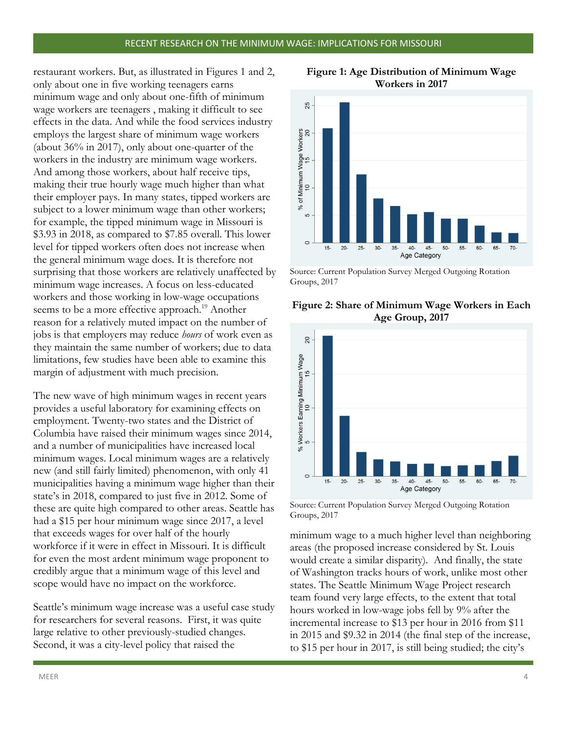restaurant workers. But, as illustrated in Figures 1 and 2, only about one in five working teenagers earns minimum wage and only about one-fifth of minimum wage workers are teenagers , making it difficult to see effects in the data. And while the food services industry employs the largest share of minimum wage workers (about 36% in 2017), only about one-quarter of the workers in the industry are minimum wage workers. And among those workers, about half receive tips, making their true hourly wage much higher than what their employer pays. In many states, tipped workers are subject to a lower minimum wage than other workers; for example, the tipped minimum wage in Missouri is \$3.93 in 2018, as compared to \$7.85 overall. This lower level for tipped workers often does not increase when the general minimum wage does. It is therefore not surprising that those workers are relatively unaffected by minimum wage increases. A focus on less-educated workers and those working in low-wage occupations seems to be a more effective approach.[19] Another reason for a relatively muted impact on the number of jobs is that employers may reduce *hours* of work even as they maintain the same number of workers; due to data limitations, few studies have been able to examine this margin of adjustment with much precision.

The new wave of high minimum wages in recent years provides a useful laboratory for examining effects on employment. Twenty-two states and the District of Columbia have raised their minimum wages since 2014, and a number of municipalities have increased local minimum wages. Local minimum wages are a relatively new (and still fairly limited) phenomenon, with only 41 municipalities having a minimum wage higher than their state's in 2018, compared to just five in 2012. Some of these are quite high compared to other areas. Seattle has had a \$15 per hour minimum wage since 2017, a level that exceeds wages for over half of the hourly workforce if it were in effect in Missouri. It is difficult for even the most ardent minimum wage proponent to credibly argue that a minimum wage of this level and scope would have no impact on the workforce.

Seattle's minimum wage increase was a useful case study for researchers for several reasons. First, it was quite large relative to other previously-studied changes. Second, it was a city-level policy that raised the minimum wage to a much higher level than neighboring areas (the proposed increase considered by St. Louis would create a similar disparity). And finally, the state of Washington tracks hours of work, unlike most other states. The Seattle Minimum Wage Project research team found very large effects, to the extent that total hours worked in low-wage jobs fell by 9% after the incremental increase to \$13 per hour in 2016 from \$11 in 2015 and \$9.32 in 2014 (the final step of the increase, to \$15 per hour in 2017, is still being studied; the city's

**Figure 1: Age Distribution of Minimum Wage Workers in 2017**

Source: Current Population Survey Merged Outgoing Rotation Groups, 2017

**Figure 2: Share of Minimum Wage Workers in Each Age Group, 2017**

Source: Current Population Survey Merged Outgoing Rotation Groups, 2017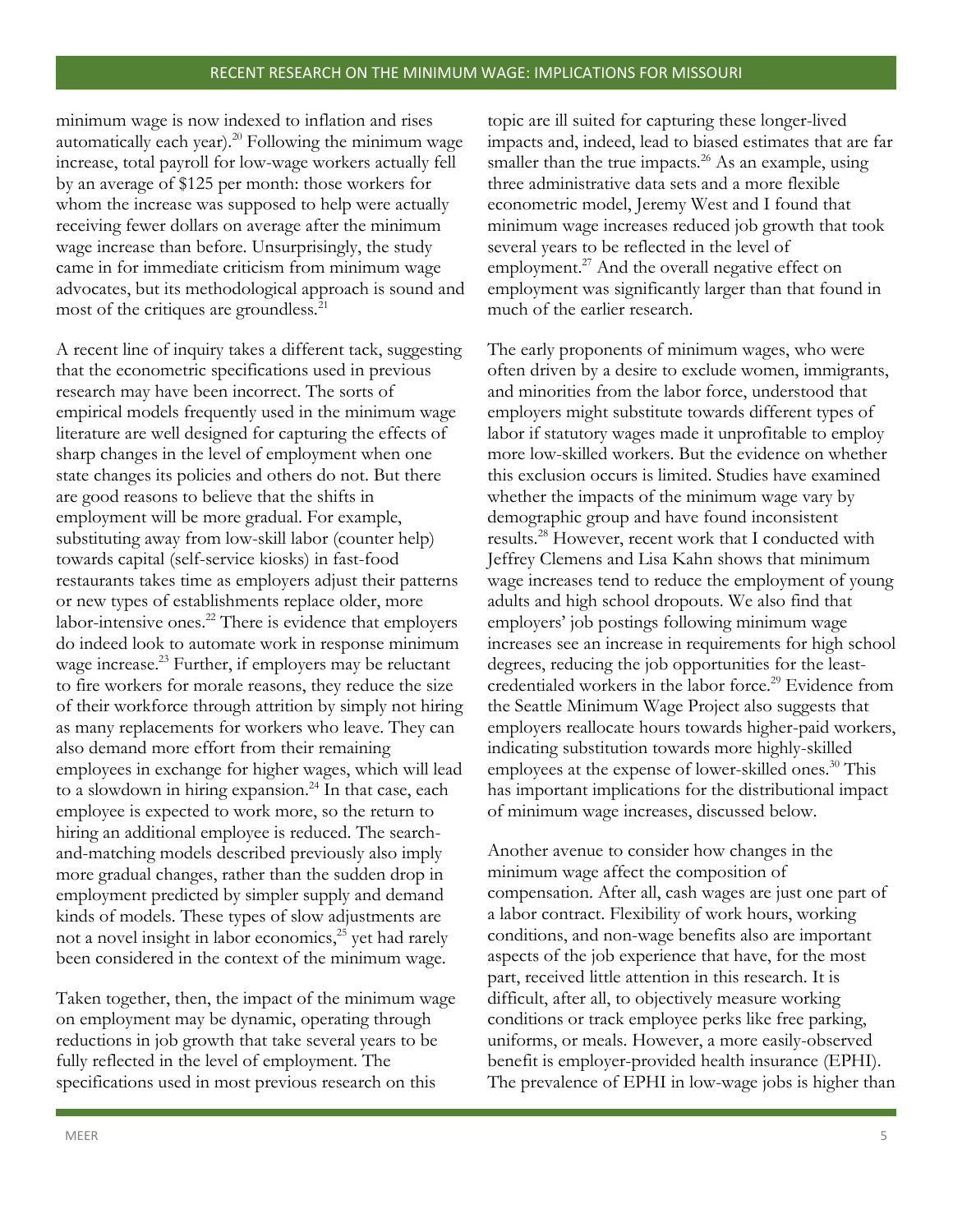minimum wage is now indexed to inflation and rises automatically each year).[20] Following the minimum wage increase, total payroll for low-wage workers actually fell by an average of $125 per month: those workers for whom the increase was supposed to help were actually receiving fewer dollars on average after the minimum wage increase than before. Unsurprisingly, the study came in for immediate criticism from minimum wage advocates, but its methodological approach is sound and most of the critiques are groundless.[21]

A recent line of inquiry takes a different tack, suggesting that the econometric specifications used in previous research may have been incorrect. The sorts of empirical models frequently used in the minimum wage literature are well designed for capturing the effects of sharp changes in the level of employment when one state changes its policies and others do not. But there are good reasons to believe that the shifts in employment will be more gradual. For example, substituting away from low-skill labor (counter help) towards capital (self-service kiosks) in fast-food restaurants takes time as employers adjust their patterns or new types of establishments replace older, more labor-intensive ones.[22] There is evidence that employers do indeed look to automate work in response minimum wage increase.[23] Further, if employers may be reluctant to fire workers for morale reasons, they reduce the size of their workforce through attrition by simply not hiring as many replacements for workers who leave. They can also demand more effort from their remaining employees in exchange for higher wages, which will lead to a slowdown in hiring expansion.[24] In that case, each employee is expected to work more, so the return to hiring an additional employee is reduced. The search-and-matching models described previously also imply more gradual changes, rather than the sudden drop in employment predicted by simpler supply and demand kinds of models. These types of slow adjustments are not a novel insight in labor economics,[25] yet had rarely been considered in the context of the minimum wage.

Taken together, then, the impact of the minimum wage on employment may be dynamic, operating through reductions in job growth that take several years to be fully reflected in the level of employment. The specifications used in most previous research on this topic are ill suited for capturing these longer-lived impacts and, indeed, lead to biased estimates that are far smaller than the true impacts.[26] As an example, using three administrative data sets and a more flexible econometric model, Jeremy West and I found that minimum wage increases reduced job growth that took several years to be reflected in the level of employment.[27] And the overall negative effect on employment was significantly larger than that found in much of the earlier research.

The early proponents of minimum wages, who were often driven by a desire to exclude women, immigrants, and minorities from the labor force, understood that employers might substitute towards different types of labor if statutory wages made it unprofitable to employ more low-skilled workers. But the evidence on whether this exclusion occurs is limited. Studies have examined whether the impacts of the minimum wage vary by demographic group and have found inconsistent results.[28] However, recent work that I conducted with Jeffrey Clemens and Lisa Kahn shows that minimum wage increases tend to reduce the employment of young adults and high school dropouts. We also find that employers' job postings following minimum wage increases see an increase in requirements for high school degrees, reducing the job opportunities for the least-credentialed workers in the labor force.[29] Evidence from the Seattle Minimum Wage Project also suggests that employers reallocate hours towards higher-paid workers, indicating substitution towards more highly-skilled employees at the expense of lower-skilled ones.[30] This has important implications for the distributional impact of minimum wage increases, discussed below.

Another avenue to consider how changes in the minimum wage affect the composition of compensation. After all, cash wages are just one part of a labor contract. Flexibility of work hours, working conditions, and non-wage benefits also are important aspects of the job experience that have, for the most part, received little attention in this research. It is difficult, after all, to objectively measure working conditions or track employee perks like free parking, uniforms, or meals. However, a more easily-observed benefit is employer-provided health insurance (EPHI). The prevalence of EPHI in low-wage jobs is higher than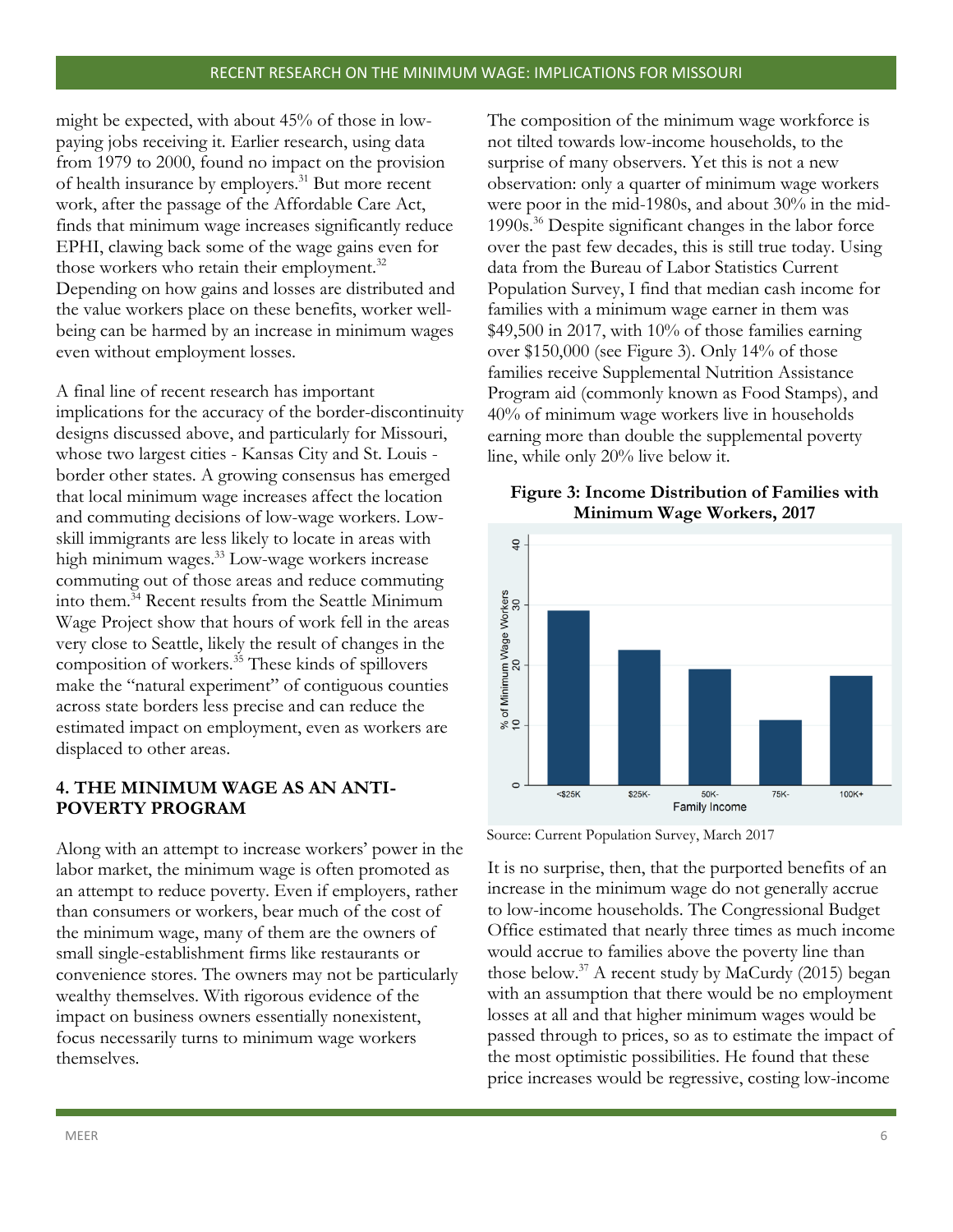might be expected, with about 45% of those in low-paying jobs receiving it. Earlier research, using data from 1979 to 2000, found no impact on the provision of health insurance by employers.[31] But more recent work, after the passage of the Affordable Care Act, finds that minimum wage increases significantly reduce EPHI, clawing back some of the wage gains even for those workers who retain their employment.[32] Depending on how gains and losses are distributed and the value workers place on these benefits, worker well-being can be harmed by an increase in minimum wages even without employment losses.

A final line of recent research has important implications for the accuracy of the border-discontinuity designs discussed above, and particularly for Missouri, whose two largest cities - Kansas City and St. Louis - border other states. A growing consensus has emerged that local minimum wage increases affect the location and commuting decisions of low-wage workers. Low-skill immigrants are less likely to locate in areas with high minimum wages.[33] Low-wage workers increase commuting out of those areas and reduce commuting into them.[34] Recent results from the Seattle Minimum Wage Project show that hours of work fell in the areas very close to Seattle, likely the result of changes in the composition of workers.[35] These kinds of spillovers make the "natural experiment" of contiguous counties across state borders less precise and can reduce the estimated impact on employment, even as workers are displaced to other areas.

## 4. THE MINIMUM WAGE AS AN ANTI-POVERTY PROGRAM

Along with an attempt to increase workers' power in the labor market, the minimum wage is often promoted as an attempt to reduce poverty. Even if employers, rather than consumers or workers, bear much of the cost of the minimum wage, many of them are the owners of small single-establishment firms like restaurants or convenience stores. The owners may not be particularly wealthy themselves. With rigorous evidence of the impact on business owners essentially nonexistent, focus necessarily turns to minimum wage workers themselves.

The composition of the minimum wage workforce is not tilted towards low-income households, to the surprise of many observers. Yet this is not a new observation: only a quarter of minimum wage workers were poor in the mid-1980s, and about 30% in the mid-1990s.[36] Despite significant changes in the labor force over the past few decades, this is still true today. Using data from the Bureau of Labor Statistics Current Population Survey, I find that median cash income for families with a minimum wage earner in them was $49,500 in 2017, with 10% of those families earning over $150,000 (see Figure 3). Only 14% of those families receive Supplemental Nutrition Assistance Program aid (commonly known as Food Stamps), and 40% of minimum wage workers live in households earning more than double the supplemental poverty line, while only 20% live below it.

**Figure 3: Income Distribution of Families with Minimum Wage Workers, 2017**

Source: Current Population Survey, March 2017

It is no surprise, then, that the purported benefits of an increase in the minimum wage do not generally accrue to low-income households. The Congressional Budget Office estimated that nearly three times as much income would accrue to families above the poverty line than those below.[37] A recent study by MaCurdy (2015) began with an assumption that there would be no employment losses at all and that higher minimum wages would be passed through to prices, so as to estimate the impact of the most optimistic possibilities. He found that these price increases would be regressive, costing low-income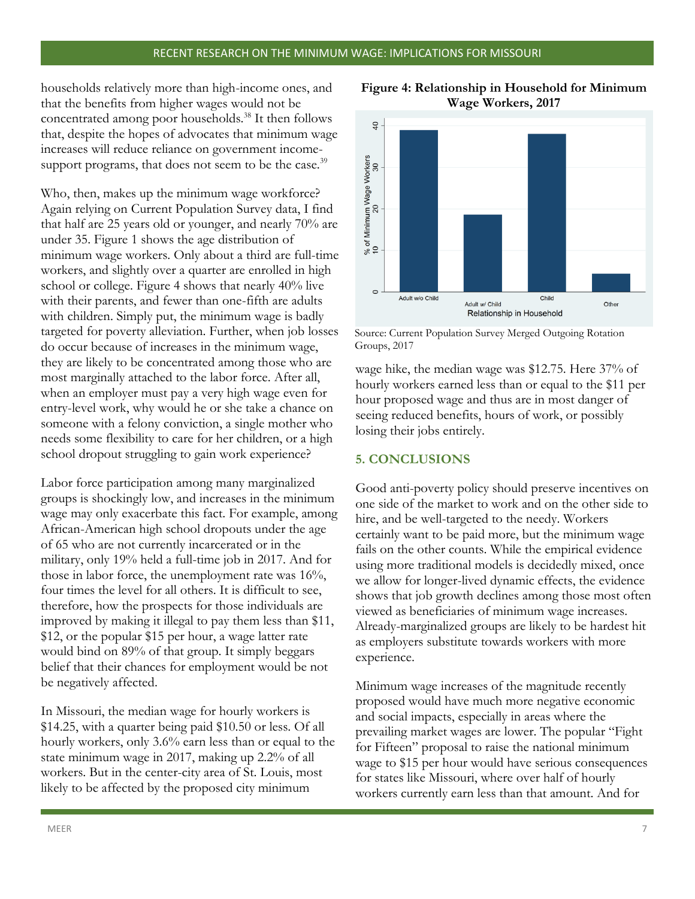households relatively more than high-income ones, and that the benefits from higher wages would not be concentrated among poor households.[38] It then follows that, despite the hopes of advocates that minimum wage increases will reduce reliance on government income-support programs, that does not seem to be the case.[39]

Who, then, makes up the minimum wage workforce? Again relying on Current Population Survey data, I find that half are 25 years old or younger, and nearly 70% are under 35. Figure 1 shows the age distribution of minimum wage workers. Only about a third are full-time workers, and slightly over a quarter are enrolled in high school or college. Figure 4 shows that nearly 40% live with their parents, and fewer than one-fifth are adults with children. Simply put, the minimum wage is badly targeted for poverty alleviation. Further, when job losses do occur because of increases in the minimum wage, they are likely to be concentrated among those who are most marginally attached to the labor force. After all, when an employer must pay a very high wage even for entry-level work, why would he or she take a chance on someone with a felony conviction, a single mother who needs some flexibility to care for her children, or a high school dropout struggling to gain work experience?

Labor force participation among many marginalized groups is shockingly low, and increases in the minimum wage may only exacerbate this fact. For example, among African-American high school dropouts under the age of 65 who are not currently incarcerated or in the military, only 19% held a full-time job in 2017. And for those in labor force, the unemployment rate was 16%, four times the level for all others. It is difficult to see, therefore, how the prospects for those individuals are improved by making it illegal to pay them less than $11, $12, or the popular $15 per hour, a wage latter rate would bind on 89% of that group. It simply beggars belief that their chances for employment would be not be negatively affected.

In Missouri, the median wage for hourly workers is $14.25, with a quarter being paid $10.50 or less. Of all hourly workers, only 3.6% earn less than or equal to the state minimum wage in 2017, making up 2.2% of all workers. But in the center-city area of St. Louis, most likely to be affected by the proposed city minimum wage hike, the median wage was $12.75. Here 37% of hourly workers earned less than or equal to the $11 per hour proposed wage and thus are in most danger of seeing reduced benefits, hours of work, or possibly losing their jobs entirely.

**Figure 4: Relationship in Household for Minimum Wage Workers, 2017**

| Relationship in Household | % of Minimum Wage Workers (approx.) |
|---|---|
| Adult w/o Child | ~39 |
| Adult w/ Child | ~18.5 |
| Child | ~38 |
| Other | ~4.5 |

Source: Current Population Survey Merged Outgoing Rotation Groups, 2017

## 5. CONCLUSIONS

Good anti-poverty policy should preserve incentives on one side of the market to work and on the other side to hire, and be well-targeted to the needy. Workers certainly want to be paid more, but the minimum wage fails on the other counts. While the empirical evidence using more traditional models is decidedly mixed, once we allow for longer-lived dynamic effects, the evidence shows that job growth declines among those most often viewed as beneficiaries of minimum wage increases. Already-marginalized groups are likely to be hardest hit as employers substitute towards workers with more experience.

Minimum wage increases of the magnitude recently proposed would have much more negative economic and social impacts, especially in areas where the prevailing market wages are lower. The popular "Fight for Fifteen" proposal to raise the national minimum wage to $15 per hour would have serious consequences for states like Missouri, where over half of hourly workers currently earn less than that amount. And for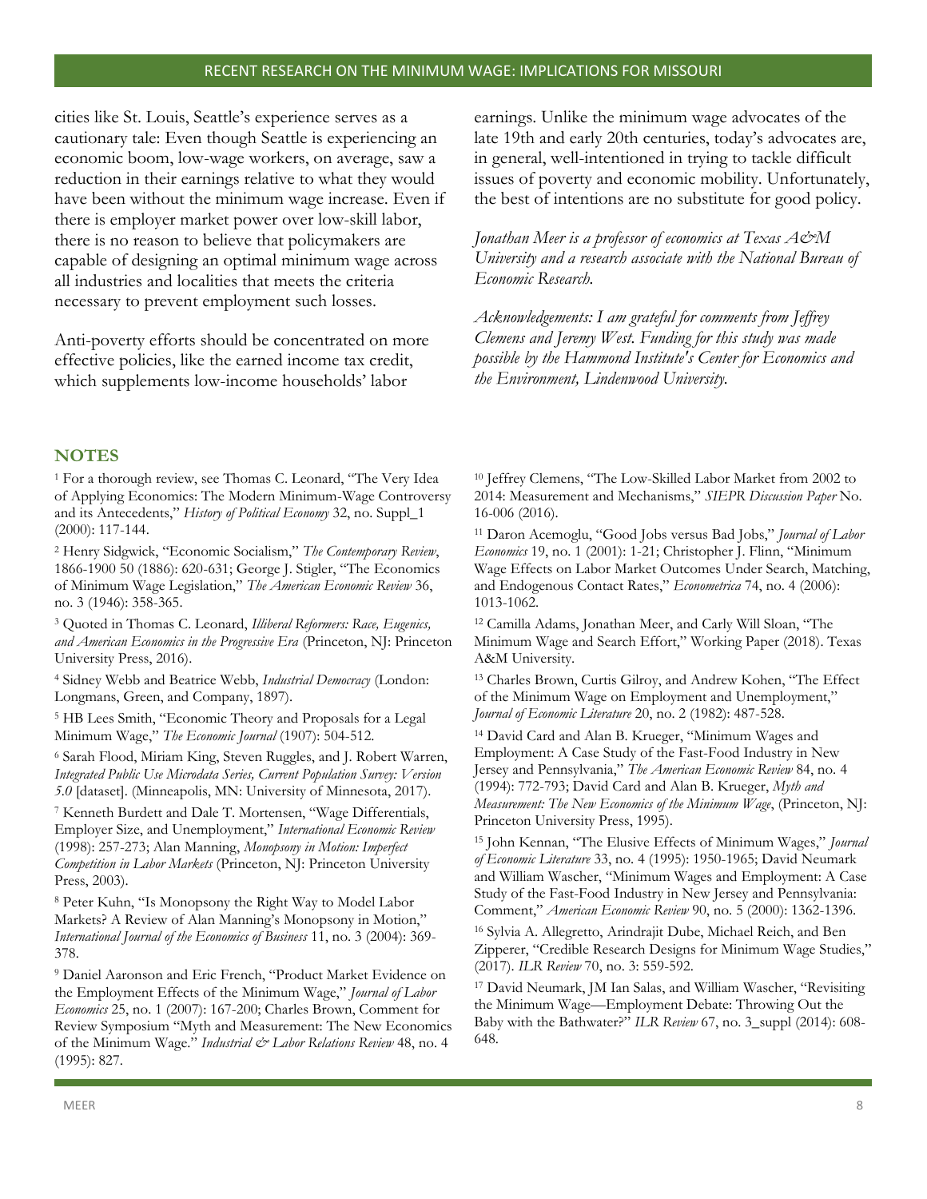cities like St. Louis, Seattle's experience serves as a cautionary tale: Even though Seattle is experiencing an economic boom, low-wage workers, on average, saw a reduction in their earnings relative to what they would have been without the minimum wage increase. Even if there is employer market power over low-skill labor, there is no reason to believe that policymakers are capable of designing an optimal minimum wage across all industries and localities that meets the criteria necessary to prevent employment such losses.

Anti-poverty efforts should be concentrated on more effective policies, like the earned income tax credit, which supplements low-income households' labor earnings. Unlike the minimum wage advocates of the late 19th and early 20th centuries, today's advocates are, in general, well-intentioned in trying to tackle difficult issues of poverty and economic mobility. Unfortunately, the best of intentions are no substitute for good policy.

*Jonathan Meer is a professor of economics at Texas A&M University and a research associate with the National Bureau of Economic Research.*

*Acknowledgements: I am grateful for comments from Jeffrey Clemens and Jeremy West. Funding for this study was made possible by the Hammond Institute's Center for Economics and the Environment, Lindenwood University.*

## NOTES

[1] For a thorough review, see Thomas C. Leonard, "The Very Idea of Applying Economics: The Modern Minimum-Wage Controversy and its Antecedents," *History of Political Economy* 32, no. Suppl_1 (2000): 117-144.

[2] Henry Sidgwick, "Economic Socialism," *The Contemporary Review*, 1866-1900 50 (1886): 620-631; George J. Stigler, "The Economics of Minimum Wage Legislation," *The American Economic Review* 36, no. 3 (1946): 358-365.

[3] Quoted in Thomas C. Leonard, *Illiberal Reformers: Race, Eugenics, and American Economics in the Progressive Era* (Princeton, NJ: Princeton University Press, 2016).

[4] Sidney Webb and Beatrice Webb, *Industrial Democracy* (London: Longmans, Green, and Company, 1897).

[5] HB Lees Smith, "Economic Theory and Proposals for a Legal Minimum Wage," *The Economic Journal* (1907): 504-512.

[6] Sarah Flood, Miriam King, Steven Ruggles, and J. Robert Warren, *Integrated Public Use Microdata Series, Current Population Survey: Version 5.0* [dataset]. (Minneapolis, MN: University of Minnesota, 2017).

[7] Kenneth Burdett and Dale T. Mortensen, "Wage Differentials, Employer Size, and Unemployment," *International Economic Review* (1998): 257-273; Alan Manning, *Monopsony in Motion: Imperfect Competition in Labor Markets* (Princeton, NJ: Princeton University Press, 2003).

[8] Peter Kuhn, "Is Monopsony the Right Way to Model Labor Markets? A Review of Alan Manning's Monopsony in Motion," *International Journal of the Economics of Business* 11, no. 3 (2004): 369-378.

[9] Daniel Aaronson and Eric French, "Product Market Evidence on the Employment Effects of the Minimum Wage," *Journal of Labor Economics* 25, no. 1 (2007): 167-200; Charles Brown, Comment for Review Symposium "Myth and Measurement: The New Economics of the Minimum Wage." *Industrial & Labor Relations Review* 48, no. 4 (1995): 827.

[10] Jeffrey Clemens, "The Low-Skilled Labor Market from 2002 to 2014: Measurement and Mechanisms," *SIEPR Discussion Paper* No. 16-006 (2016).

[11] Daron Acemoglu, "Good Jobs versus Bad Jobs," *Journal of Labor Economics* 19, no. 1 (2001): 1-21; Christopher J. Flinn, "Minimum Wage Effects on Labor Market Outcomes Under Search, Matching, and Endogenous Contact Rates," *Econometrica* 74, no. 4 (2006): 1013-1062.

[12] Camilla Adams, Jonathan Meer, and Carly Will Sloan, "The Minimum Wage and Search Effort," Working Paper (2018). Texas A&M University.

[13] Charles Brown, Curtis Gilroy, and Andrew Kohen, "The Effect of the Minimum Wage on Employment and Unemployment," *Journal of Economic Literature* 20, no. 2 (1982): 487-528.

[14] David Card and Alan B. Krueger, "Minimum Wages and Employment: A Case Study of the Fast-Food Industry in New Jersey and Pennsylvania," *The American Economic Review* 84, no. 4 (1994): 772-793; David Card and Alan B. Krueger, *Myth and Measurement: The New Economics of the Minimum Wage*, (Princeton, NJ: Princeton University Press, 1995).

[15] John Kennan, "The Elusive Effects of Minimum Wages," *Journal of Economic Literature* 33, no. 4 (1995): 1950-1965; David Neumark and William Wascher, "Minimum Wages and Employment: A Case Study of the Fast-Food Industry in New Jersey and Pennsylvania: Comment," *American Economic Review* 90, no. 5 (2000): 1362-1396.

[16] Sylvia A. Allegretto, Arindrajit Dube, Michael Reich, and Ben Zipperer, "Credible Research Designs for Minimum Wage Studies," (2017). *ILR Review* 70, no. 3: 559-592.

[17] David Neumark, JM Ian Salas, and William Wascher, "Revisiting the Minimum Wage—Employment Debate: Throwing Out the Baby with the Bathwater?" *ILR Review* 67, no. 3_suppl (2014): 608-648.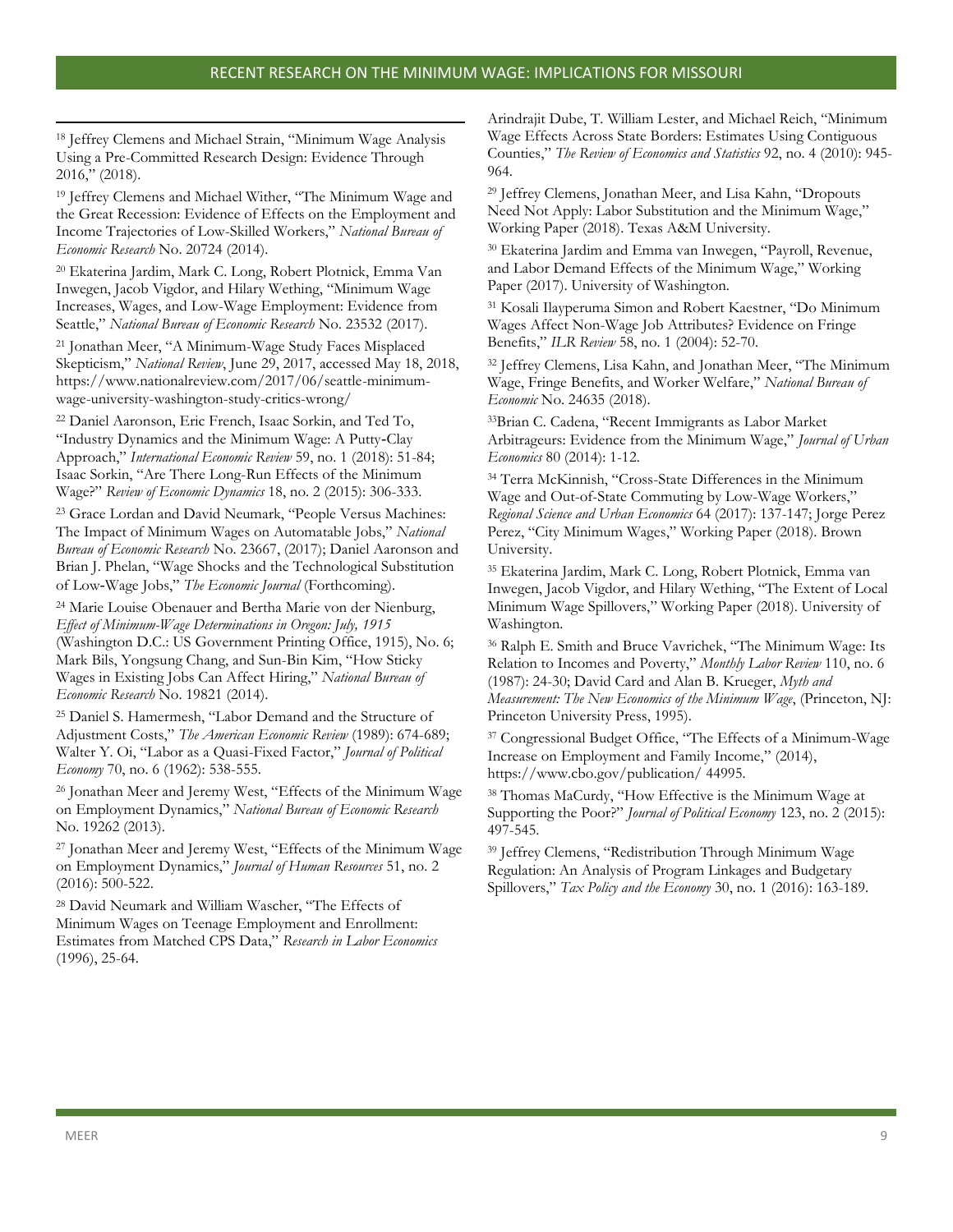[18] Jeffrey Clemens and Michael Strain, "Minimum Wage Analysis Using a Pre-Committed Research Design: Evidence Through 2016," (2018).

[19] Jeffrey Clemens and Michael Wither, "The Minimum Wage and the Great Recession: Evidence of Effects on the Employment and Income Trajectories of Low-Skilled Workers," *National Bureau of Economic Research* No. 20724 (2014).

[20] Ekaterina Jardim, Mark C. Long, Robert Plotnick, Emma Van Inwegen, Jacob Vigdor, and Hilary Wething, "Minimum Wage Increases, Wages, and Low-Wage Employment: Evidence from Seattle," *National Bureau of Economic Research* No. 23532 (2017).

[21] Jonathan Meer, "A Minimum-Wage Study Faces Misplaced Skepticism," *National Review*, June 29, 2017, accessed May 18, 2018, https://www.nationalreview.com/2017/06/seattle-minimum-wage-university-washington-study-critics-wrong/

[22] Daniel Aaronson, Eric French, Isaac Sorkin, and Ted To, "Industry Dynamics and the Minimum Wage: A Putty-Clay Approach," *International Economic Review* 59, no. 1 (2018): 51-84; Isaac Sorkin, "Are There Long-Run Effects of the Minimum Wage?" *Review of Economic Dynamics* 18, no. 2 (2015): 306-333.

[23] Grace Lordan and David Neumark, "People Versus Machines: The Impact of Minimum Wages on Automatable Jobs," *National Bureau of Economic Research* No. 23667, (2017); Daniel Aaronson and Brian J. Phelan, "Wage Shocks and the Technological Substitution of Low-Wage Jobs," *The Economic Journal* (Forthcoming).

[24] Marie Louise Obenauer and Bertha Marie von der Nienburg, *Effect of Minimum-Wage Determinations in Oregon: July, 1915* (Washington D.C.: US Government Printing Office, 1915), No. 6; Mark Bils, Yongsung Chang, and Sun-Bin Kim, "How Sticky Wages in Existing Jobs Can Affect Hiring," *National Bureau of Economic Research* No. 19821 (2014).

[25] Daniel S. Hamermesh, "Labor Demand and the Structure of Adjustment Costs," *The American Economic Review* (1989): 674-689; Walter Y. Oi, "Labor as a Quasi-Fixed Factor," *Journal of Political Economy* 70, no. 6 (1962): 538-555.

[26] Jonathan Meer and Jeremy West, "Effects of the Minimum Wage on Employment Dynamics," *National Bureau of Economic Research* No. 19262 (2013).

[27] Jonathan Meer and Jeremy West, "Effects of the Minimum Wage on Employment Dynamics," *Journal of Human Resources* 51, no. 2 (2016): 500-522.

[28] David Neumark and William Wascher, "The Effects of Minimum Wages on Teenage Employment and Enrollment: Estimates from Matched CPS Data," *Research in Labor Economics* (1996), 25-64.

Arindrajit Dube, T. William Lester, and Michael Reich, "Minimum Wage Effects Across State Borders: Estimates Using Contiguous Counties," *The Review of Economics and Statistics* 92, no. 4 (2010): 945-964.

[29] Jeffrey Clemens, Jonathan Meer, and Lisa Kahn, "Dropouts Need Not Apply: Labor Substitution and the Minimum Wage," Working Paper (2018). Texas A&M University.

[30] Ekaterina Jardim and Emma van Inwegen, "Payroll, Revenue, and Labor Demand Effects of the Minimum Wage," Working Paper (2017). University of Washington.

[31] Kosali Ilayperuma Simon and Robert Kaestner, "Do Minimum Wages Affect Non-Wage Job Attributes? Evidence on Fringe Benefits," *ILR Review* 58, no. 1 (2004): 52-70.

[32] Jeffrey Clemens, Lisa Kahn, and Jonathan Meer, "The Minimum Wage, Fringe Benefits, and Worker Welfare," *National Bureau of Economic* No. 24635 (2018).

[33] Brian C. Cadena, "Recent Immigrants as Labor Market Arbitrageurs: Evidence from the Minimum Wage," *Journal of Urban Economics* 80 (2014): 1-12.

[34] Terra McKinnish, "Cross-State Differences in the Minimum Wage and Out-of-State Commuting by Low-Wage Workers," *Regional Science and Urban Economics* 64 (2017): 137-147; Jorge Perez Perez, "City Minimum Wages," Working Paper (2018). Brown University.

[35] Ekaterina Jardim, Mark C. Long, Robert Plotnick, Emma van Inwegen, Jacob Vigdor, and Hilary Wething, "The Extent of Local Minimum Wage Spillovers," Working Paper (2018). University of Washington.

[36] Ralph E. Smith and Bruce Vavrichek, "The Minimum Wage: Its Relation to Incomes and Poverty," *Monthly Labor Review* 110, no. 6 (1987): 24-30; David Card and Alan B. Krueger, *Myth and Measurement: The New Economics of the Minimum Wage*, (Princeton, NJ: Princeton University Press, 1995).

[37] Congressional Budget Office, "The Effects of a Minimum-Wage Increase on Employment and Family Income," (2014), https://www.cbo.gov/publication/ 44995.

[38] Thomas MaCurdy, "How Effective is the Minimum Wage at Supporting the Poor?" *Journal of Political Economy* 123, no. 2 (2015): 497-545.

[39] Jeffrey Clemens, "Redistribution Through Minimum Wage Regulation: An Analysis of Program Linkages and Budgetary Spillovers," *Tax Policy and the Economy* 30, no. 1 (2016): 163-189.